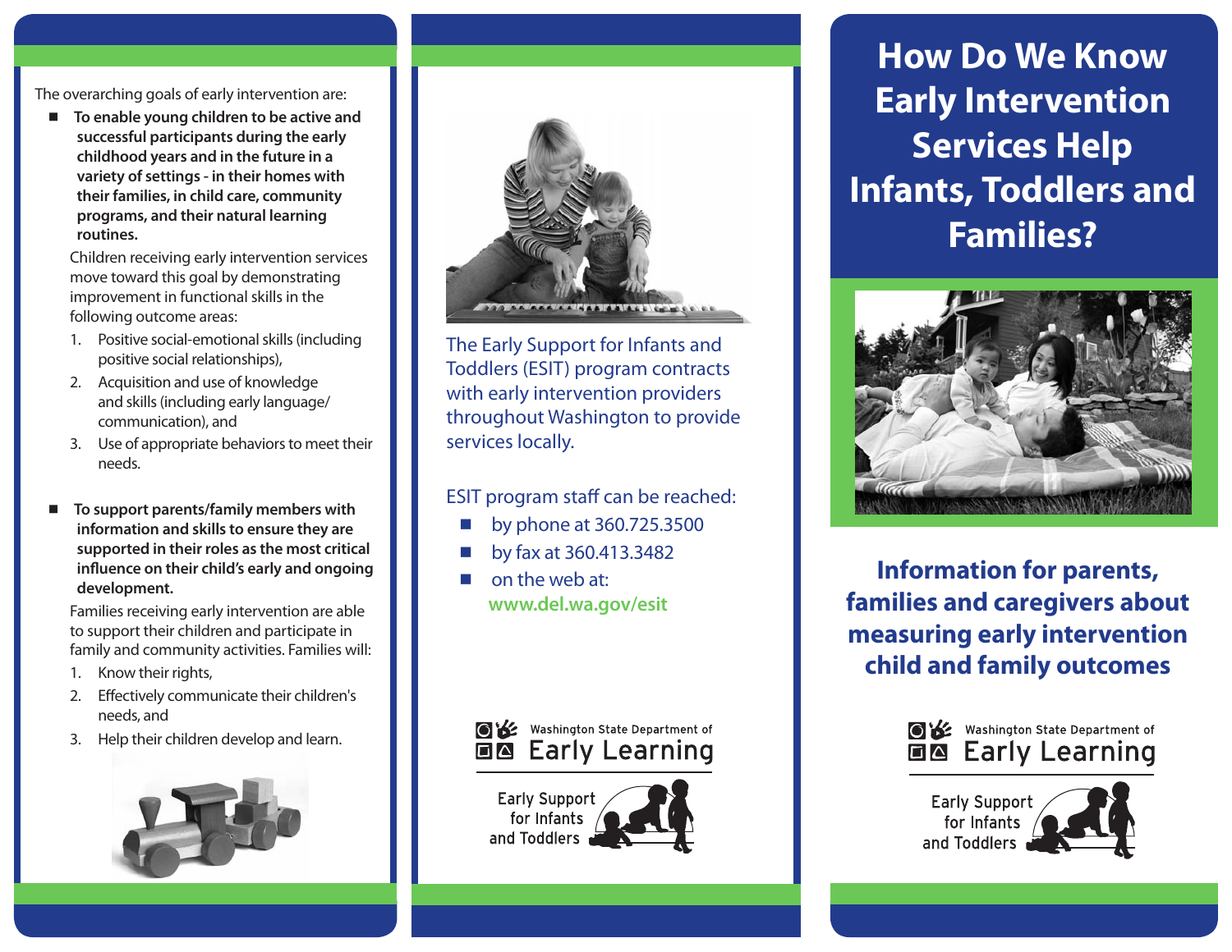The overarching goals of early intervention are:

- **To enable young children to be active and successful participants during the early childhood years and in the future in a variety of settings - in their homes with their families, in child care, community programs, and their natural learning routines.**

  Children receiving early intervention services move toward this goal by demonstrating improvement in functional skills in the following outcome areas:

  1. Positive social-emotional skills (including positive social relationships),
  2. Acquisition and use of knowledge and skills (including early language/ communication), and
  3. Use of appropriate behaviors to meet their needs.

- **To support parents/family members with information and skills to ensure they are supported in their roles as the most critical influence on their child's early and ongoing development.**

  Families receiving early intervention are able to support their children and participate in family and community activities. Families will:

  1. Know their rights,
  2. Effectively communicate their children's needs, and
  3. Help their children develop and learn.

The Early Support for Infants and Toddlers (ESIT) program contracts with early intervention providers throughout Washington to provide services locally.

ESIT program staff can be reached:

- by phone at 360.725.3500
- by fax at 360.413.3482
- on the web at: **www.del.wa.gov/esit**

Washington State Department of Early Learning

Early Support for Infants and Toddlers

# How Do We Know Early Intervention Services Help Infants, Toddlers and Families?

## Information for parents, families and caregivers about measuring early intervention child and family outcomes

Washington State Department of Early Learning

Early Support for Infants and Toddlers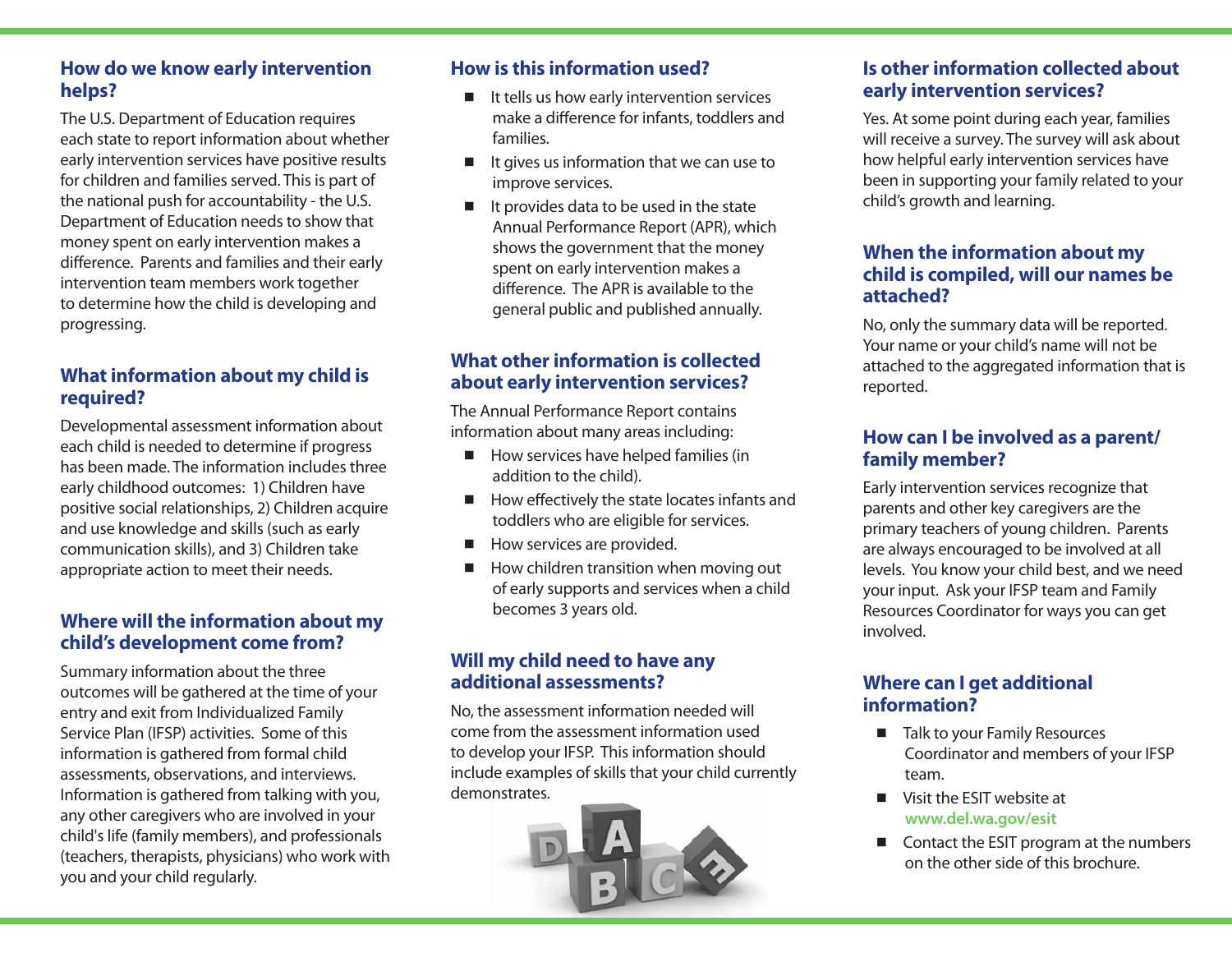## How do we know early intervention helps?

The U.S. Department of Education requires each state to report information about whether early intervention services have positive results for children and families served. This is part of the national push for accountability - the U.S. Department of Education needs to show that money spent on early intervention makes a difference. Parents and families and their early intervention team members work together to determine how the child is developing and progressing.

## What information about my child is required?

Developmental assessment information about each child is needed to determine if progress has been made. The information includes three early childhood outcomes: 1) Children have positive social relationships, 2) Children acquire and use knowledge and skills (such as early communication skills), and 3) Children take appropriate action to meet their needs.

## Where will the information about my child's development come from?

Summary information about the three outcomes will be gathered at the time of your entry and exit from Individualized Family Service Plan (IFSP) activities. Some of this information is gathered from formal child assessments, observations, and interviews. Information is gathered from talking with you, any other caregivers who are involved in your child's life (family members), and professionals (teachers, therapists, physicians) who work with you and your child regularly.

## How is this information used?

- It tells us how early intervention services make a difference for infants, toddlers and families.
- It gives us information that we can use to improve services.
- It provides data to be used in the state Annual Performance Report (APR), which shows the government that the money spent on early intervention makes a difference. The APR is available to the general public and published annually.

## What other information is collected about early intervention services?

The Annual Performance Report contains information about many areas including:

- How services have helped families (in addition to the child).
- How effectively the state locates infants and toddlers who are eligible for services.
- How services are provided.
- How children transition when moving out of early supports and services when a child becomes 3 years old.

## Will my child need to have any additional assessments?

No, the assessment information needed will come from the assessment information used to develop your IFSP. This information should include examples of skills that your child currently demonstrates.

## Is other information collected about early intervention services?

Yes. At some point during each year, families will receive a survey. The survey will ask about how helpful early intervention services have been in supporting your family related to your child's growth and learning.

## When the information about my child is compiled, will our names be attached?

No, only the summary data will be reported. Your name or your child's name will not be attached to the aggregated information that is reported.

## How can I be involved as a parent/ family member?

Early intervention services recognize that parents and other key caregivers are the primary teachers of young children. Parents are always encouraged to be involved at all levels. You know your child best, and we need your input. Ask your IFSP team and Family Resources Coordinator for ways you can get involved.

## Where can I get additional information?

- Talk to your Family Resources Coordinator and members of your IFSP team.
- Visit the ESIT website at **www.del.wa.gov/esit**
- Contact the ESIT program at the numbers on the other side of this brochure.